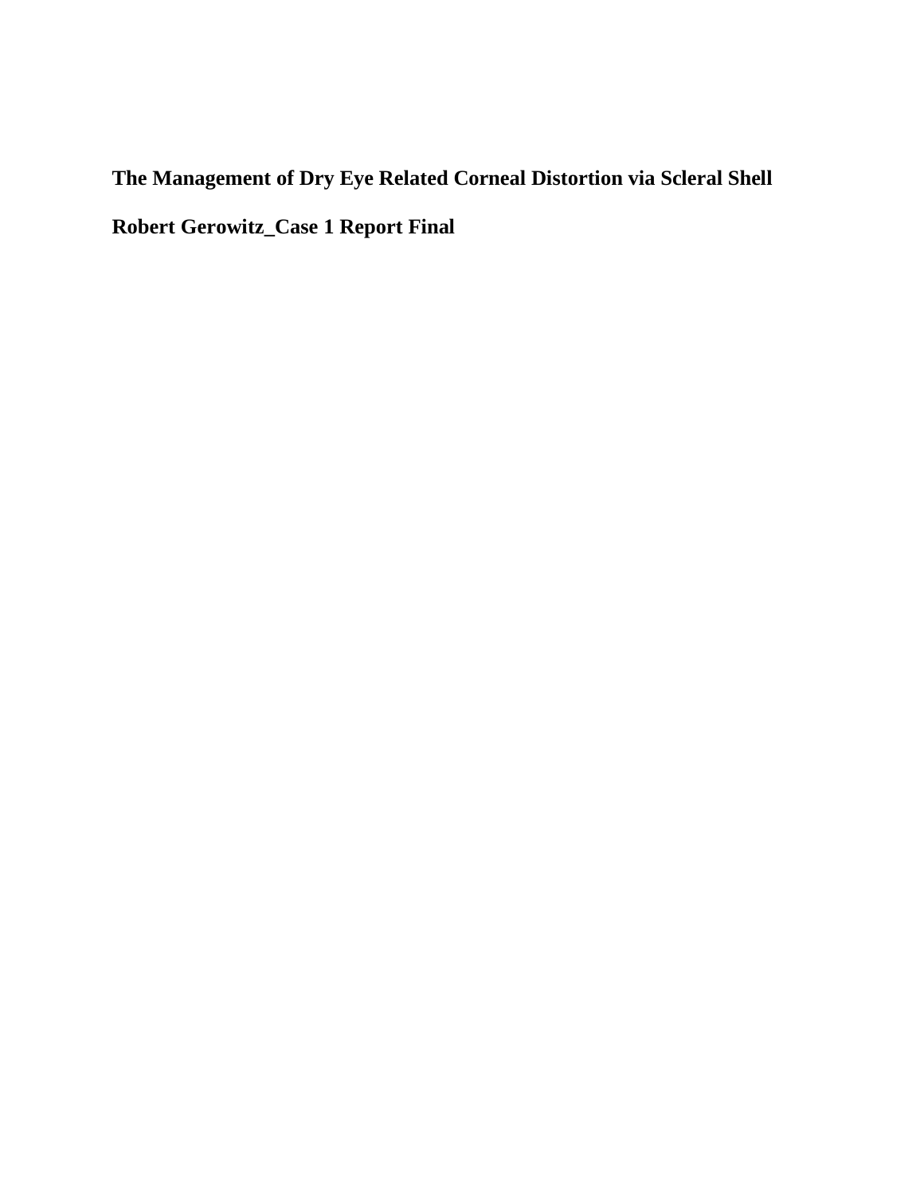# The Management of Dry Eye Related Corneal Distortion via Scleral Shell

**Robert Gerowitz_Case 1 Report Final**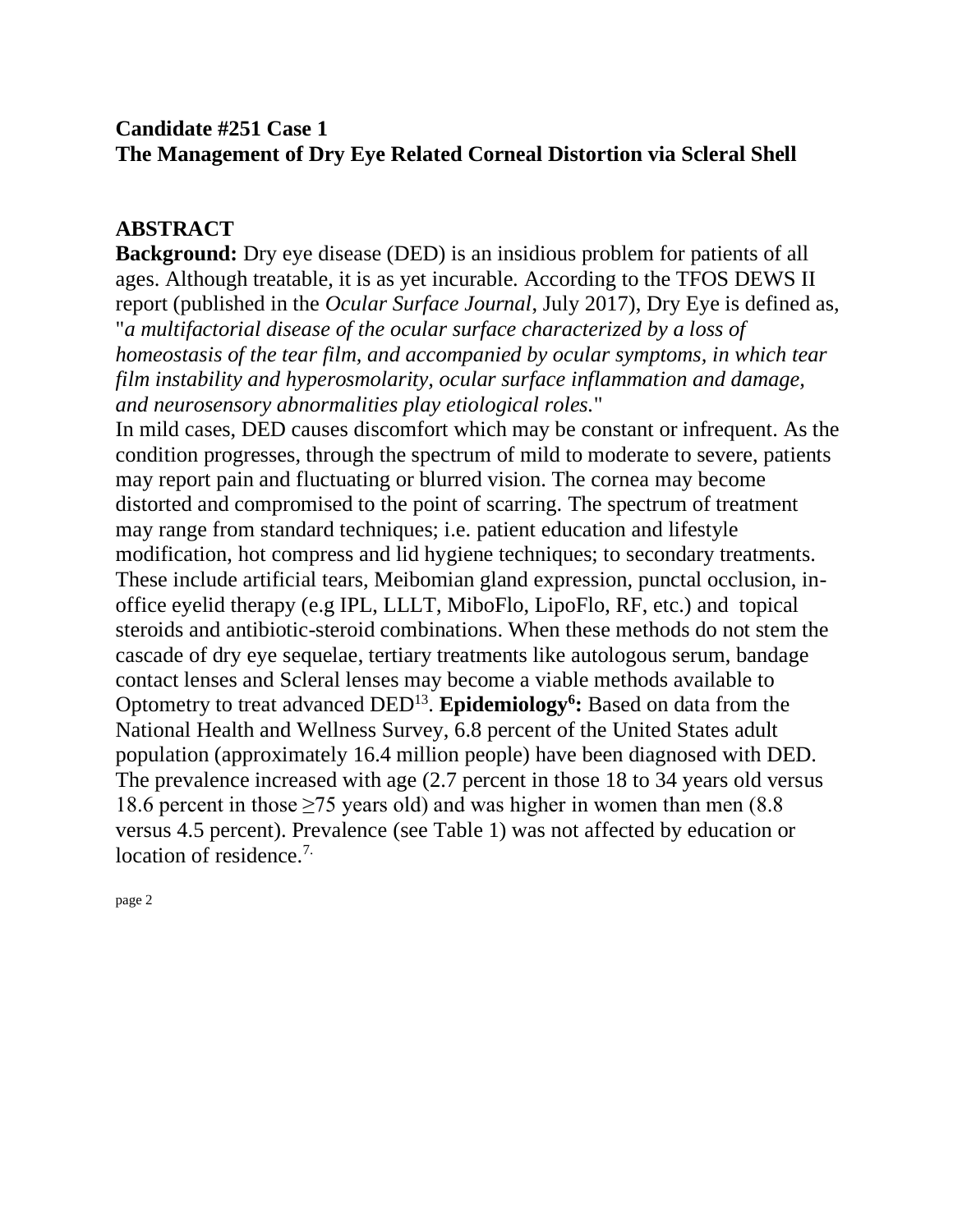**Candidate #251 Case 1**
**The Management of Dry Eye Related Corneal Distortion via Scleral Shell**

## ABSTRACT

**Background:** Dry eye disease (DED) is an insidious problem for patients of all ages. Although treatable, it is as yet incurable. According to the TFOS DEWS II report (published in the *Ocular Surface Journal*, July 2017), Dry Eye is defined as, "*a multifactorial disease of the ocular surface characterized by a loss of homeostasis of the tear film, and accompanied by ocular symptoms, in which tear film instability and hyperosmolarity, ocular surface inflammation and damage, and neurosensory abnormalities play etiological roles.*"

In mild cases, DED causes discomfort which may be constant or infrequent. As the condition progresses, through the spectrum of mild to moderate to severe, patients may report pain and fluctuating or blurred vision. The cornea may become distorted and compromised to the point of scarring. The spectrum of treatment may range from standard techniques; i.e. patient education and lifestyle modification, hot compress and lid hygiene techniques; to secondary treatments. These include artificial tears, Meibomian gland expression, punctal occlusion, in-office eyelid therapy (e.g IPL, LLLT, MiboFlo, LipoFlo, RF, etc.) and topical steroids and antibiotic-steroid combinations. When these methods do not stem the cascade of dry eye sequelae, tertiary treatments like autologous serum, bandage contact lenses and Scleral lenses may become a viable methods available to Optometry to treat advanced DED[13]. **Epidemiology[6]:** Based on data from the National Health and Wellness Survey, 6.8 percent of the United States adult population (approximately 16.4 million people) have been diagnosed with DED. The prevalence increased with age (2.7 percent in those 18 to 34 years old versus 18.6 percent in those ≥75 years old) and was higher in women than men (8.8 versus 4.5 percent). Prevalence (see Table 1) was not affected by education or location of residence.[7.]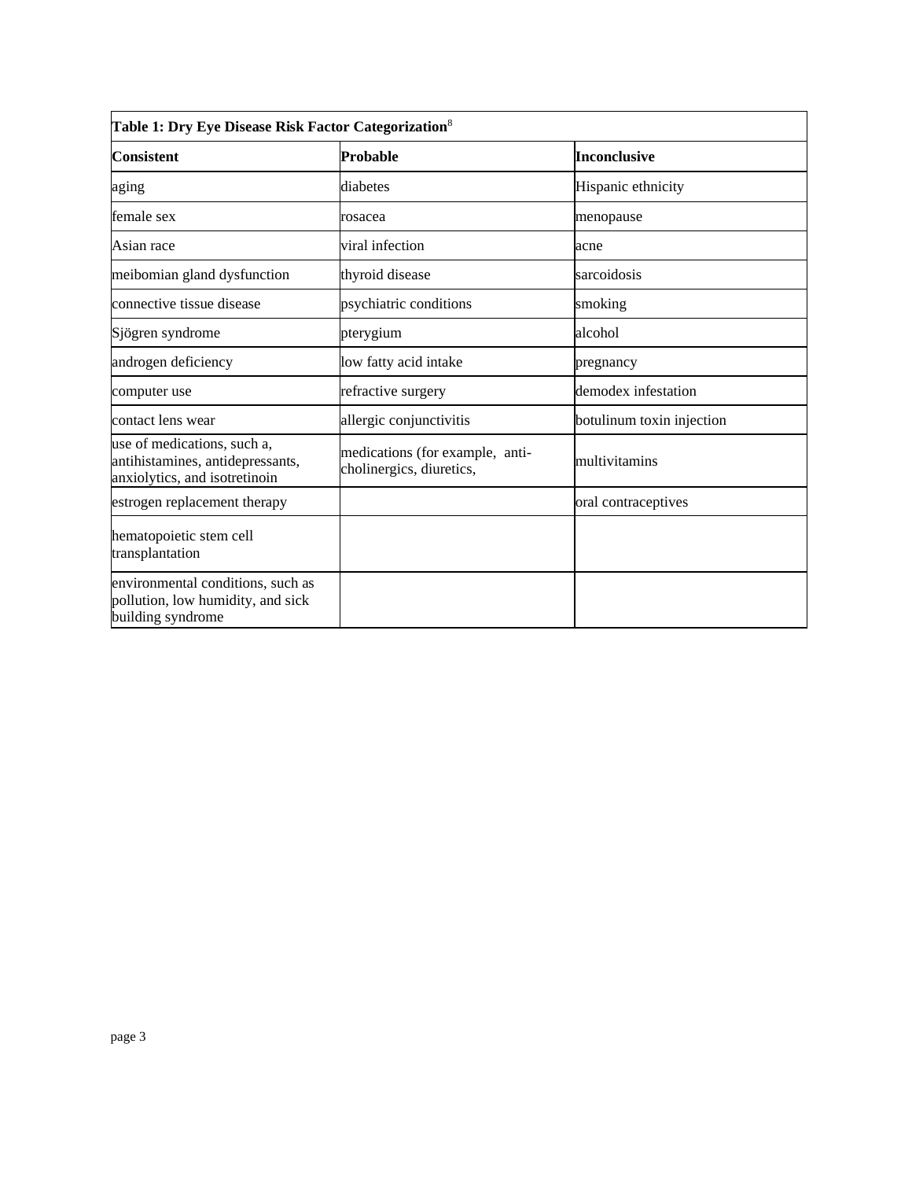**Table 1: Dry Eye Disease Risk Factor Categorization**[8]

| Consistent | Probable | Inconclusive |
|---|---|---|
| aging | diabetes | Hispanic ethnicity |
| female sex | rosacea | menopause |
| Asian race | viral infection | acne |
| meibomian gland dysfunction | thyroid disease | sarcoidosis |
| connective tissue disease | psychiatric conditions | smoking |
| Sjögren syndrome | pterygium | alcohol |
| androgen deficiency | low fatty acid intake | pregnancy |
| computer use | refractive surgery | demodex infestation |
| contact lens wear | allergic conjunctivitis | botulinum toxin injection |
| use of medications, such a, antihistamines, antidepressants, anxiolytics, and isotretinoin | medications (for example, anti-cholinergics, diuretics, | multivitamins |
| estrogen replacement therapy | | oral contraceptives |
| hematopoietic stem cell transplantation | | |
| environmental conditions, such as pollution, low humidity, and sick building syndrome | | |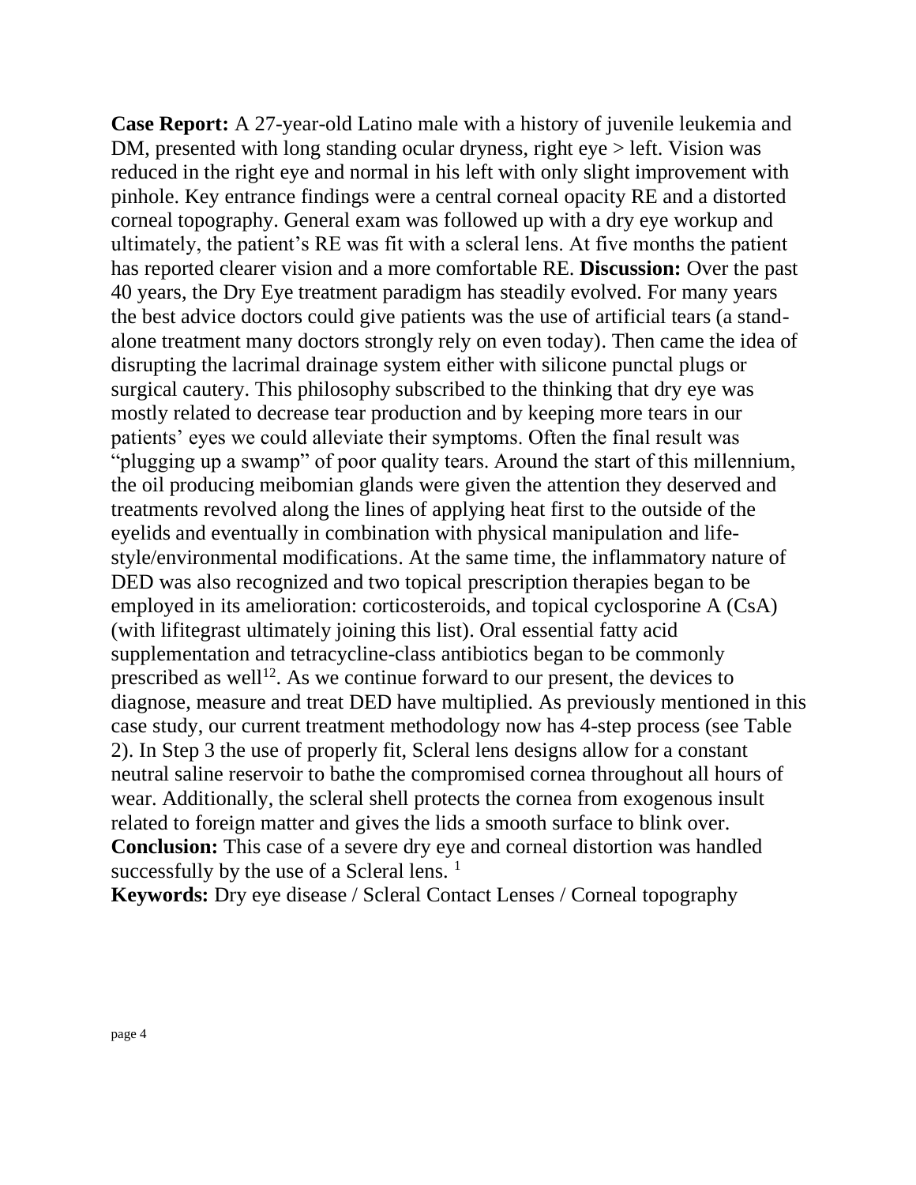**Case Report:** A 27-year-old Latino male with a history of juvenile leukemia and DM, presented with long standing ocular dryness, right eye > left. Vision was reduced in the right eye and normal in his left with only slight improvement with pinhole. Key entrance findings were a central corneal opacity RE and a distorted corneal topography. General exam was followed up with a dry eye workup and ultimately, the patient's RE was fit with a scleral lens. At five months the patient has reported clearer vision and a more comfortable RE. **Discussion:** Over the past 40 years, the Dry Eye treatment paradigm has steadily evolved. For many years the best advice doctors could give patients was the use of artificial tears (a stand-alone treatment many doctors strongly rely on even today). Then came the idea of disrupting the lacrimal drainage system either with silicone punctal plugs or surgical cautery. This philosophy subscribed to the thinking that dry eye was mostly related to decrease tear production and by keeping more tears in our patients' eyes we could alleviate their symptoms. Often the final result was "plugging up a swamp" of poor quality tears. Around the start of this millennium, the oil producing meibomian glands were given the attention they deserved and treatments revolved along the lines of applying heat first to the outside of the eyelids and eventually in combination with physical manipulation and life-style/environmental modifications. At the same time, the inflammatory nature of DED was also recognized and two topical prescription therapies began to be employed in its amelioration: corticosteroids, and topical cyclosporine A (CsA) (with lifitegrast ultimately joining this list). Oral essential fatty acid supplementation and tetracycline-class antibiotics began to be commonly prescribed as well[12]. As we continue forward to our present, the devices to diagnose, measure and treat DED have multiplied. As previously mentioned in this case study, our current treatment methodology now has 4-step process (see Table 2). In Step 3 the use of properly fit, Scleral lens designs allow for a constant neutral saline reservoir to bathe the compromised cornea throughout all hours of wear. Additionally, the scleral shell protects the cornea from exogenous insult related to foreign matter and gives the lids a smooth surface to blink over. **Conclusion:** This case of a severe dry eye and corneal distortion was handled successfully by the use of a Scleral lens. [1]

**Keywords:** Dry eye disease / Scleral Contact Lenses / Corneal topography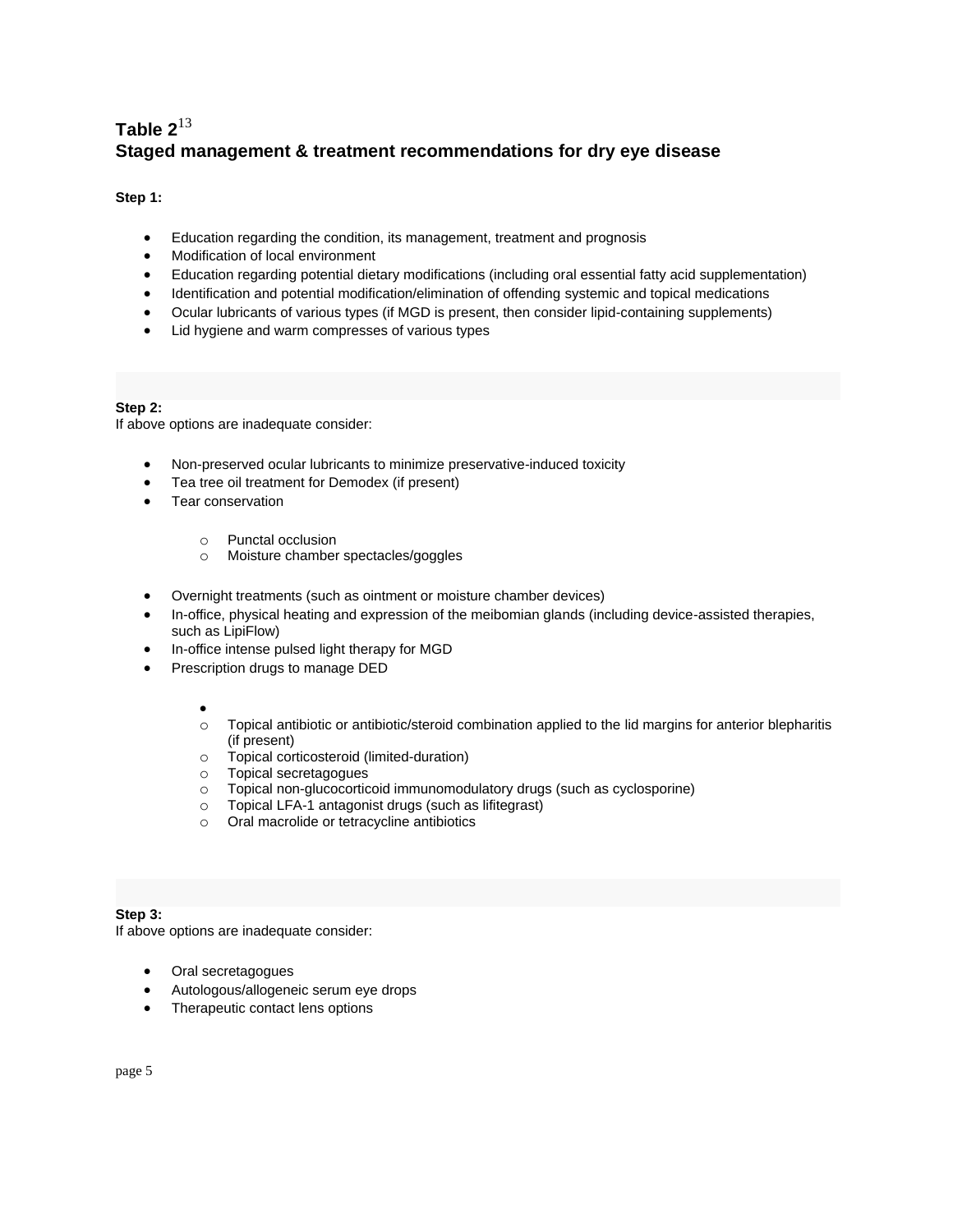## Table 2[13]
## Staged management & treatment recommendations for dry eye disease

**Step 1:**

- Education regarding the condition, its management, treatment and prognosis
- Modification of local environment
- Education regarding potential dietary modifications (including oral essential fatty acid supplementation)
- Identification and potential modification/elimination of offending systemic and topical medications
- Ocular lubricants of various types (if MGD is present, then consider lipid-containing supplements)
- Lid hygiene and warm compresses of various types

**Step 2:**
If above options are inadequate consider:

- Non-preserved ocular lubricants to minimize preservative-induced toxicity
- Tea tree oil treatment for Demodex (if present)
- Tear conservation
    - Punctal occlusion
    - Moisture chamber spectacles/goggles
- Overnight treatments (such as ointment or moisture chamber devices)
- In-office, physical heating and expression of the meibomian glands (including device-assisted therapies, such as LipiFlow)
- In-office intense pulsed light therapy for MGD
- Prescription drugs to manage DED
    - Topical antibiotic or antibiotic/steroid combination applied to the lid margins for anterior blepharitis (if present)
    - Topical corticosteroid (limited-duration)
    - Topical secretagogues
    - Topical non-glucocorticoid immunomodulatory drugs (such as cyclosporine)
    - Topical LFA-1 antagonist drugs (such as lifitegrast)
    - Oral macrolide or tetracycline antibiotics

**Step 3:**
If above options are inadequate consider:

- Oral secretagogues
- Autologous/allogeneic serum eye drops
- Therapeutic contact lens options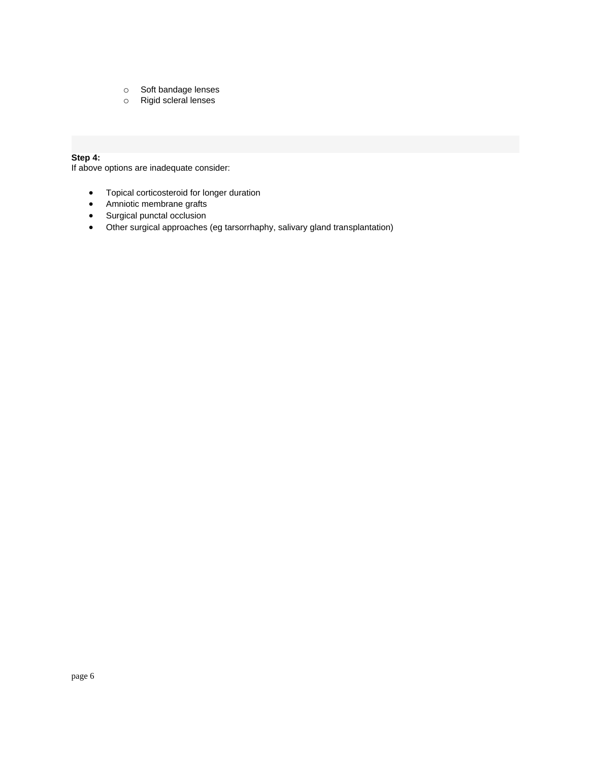- Soft bandage lenses
  - Rigid scleral lenses

**Step 4:**
If above options are inadequate consider:

- Topical corticosteroid for longer duration
- Amniotic membrane grafts
- Surgical punctal occlusion
- Other surgical approaches (eg tarsorrhaphy, salivary gland transplantation)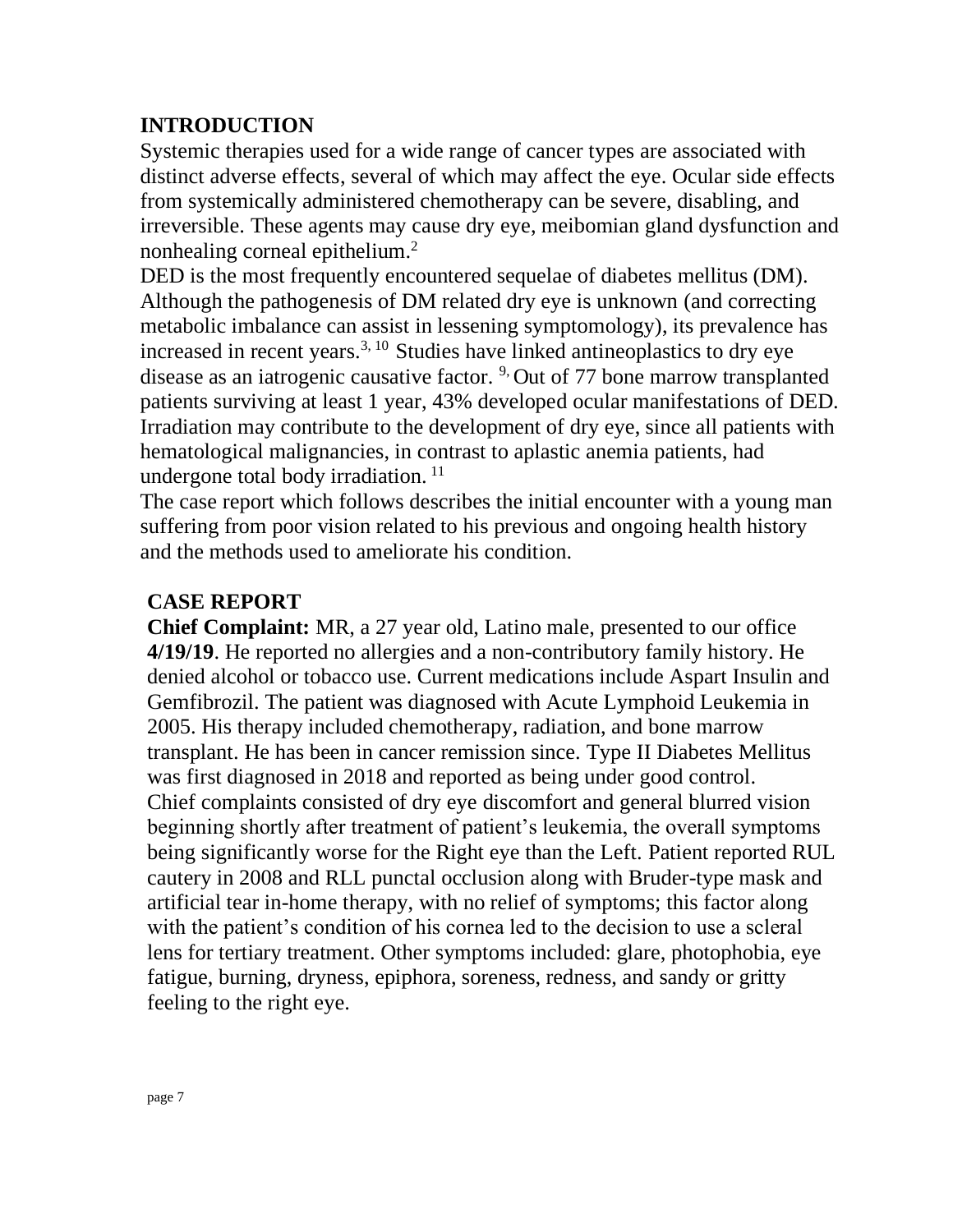## INTRODUCTION

Systemic therapies used for a wide range of cancer types are associated with distinct adverse effects, several of which may affect the eye. Ocular side effects from systemically administered chemotherapy can be severe, disabling, and irreversible. These agents may cause dry eye, meibomian gland dysfunction and nonhealing corneal epithelium.[2]

DED is the most frequently encountered sequelae of diabetes mellitus (DM). Although the pathogenesis of DM related dry eye is unknown (and correcting metabolic imbalance can assist in lessening symptomology), its prevalence has increased in recent years.[3, 10] Studies have linked antineoplastics to dry eye disease as an iatrogenic causative factor. [9,] Out of 77 bone marrow transplanted patients surviving at least 1 year, 43% developed ocular manifestations of DED. Irradiation may contribute to the development of dry eye, since all patients with hematological malignancies, in contrast to aplastic anemia patients, had undergone total body irradiation. [11]

The case report which follows describes the initial encounter with a young man suffering from poor vision related to his previous and ongoing health history and the methods used to ameliorate his condition.

## CASE REPORT

**Chief Complaint:** MR, a 27 year old, Latino male, presented to our office **4/19/19**. He reported no allergies and a non-contributory family history. He denied alcohol or tobacco use. Current medications include Aspart Insulin and Gemfibrozil. The patient was diagnosed with Acute Lymphoid Leukemia in 2005. His therapy included chemotherapy, radiation, and bone marrow transplant. He has been in cancer remission since. Type II Diabetes Mellitus was first diagnosed in 2018 and reported as being under good control.

Chief complaints consisted of dry eye discomfort and general blurred vision beginning shortly after treatment of patient's leukemia, the overall symptoms being significantly worse for the Right eye than the Left. Patient reported RUL cautery in 2008 and RLL punctal occlusion along with Bruder-type mask and artificial tear in-home therapy, with no relief of symptoms; this factor along with the patient's condition of his cornea led to the decision to use a scleral lens for tertiary treatment. Other symptoms included: glare, photophobia, eye fatigue, burning, dryness, epiphora, soreness, redness, and sandy or gritty feeling to the right eye.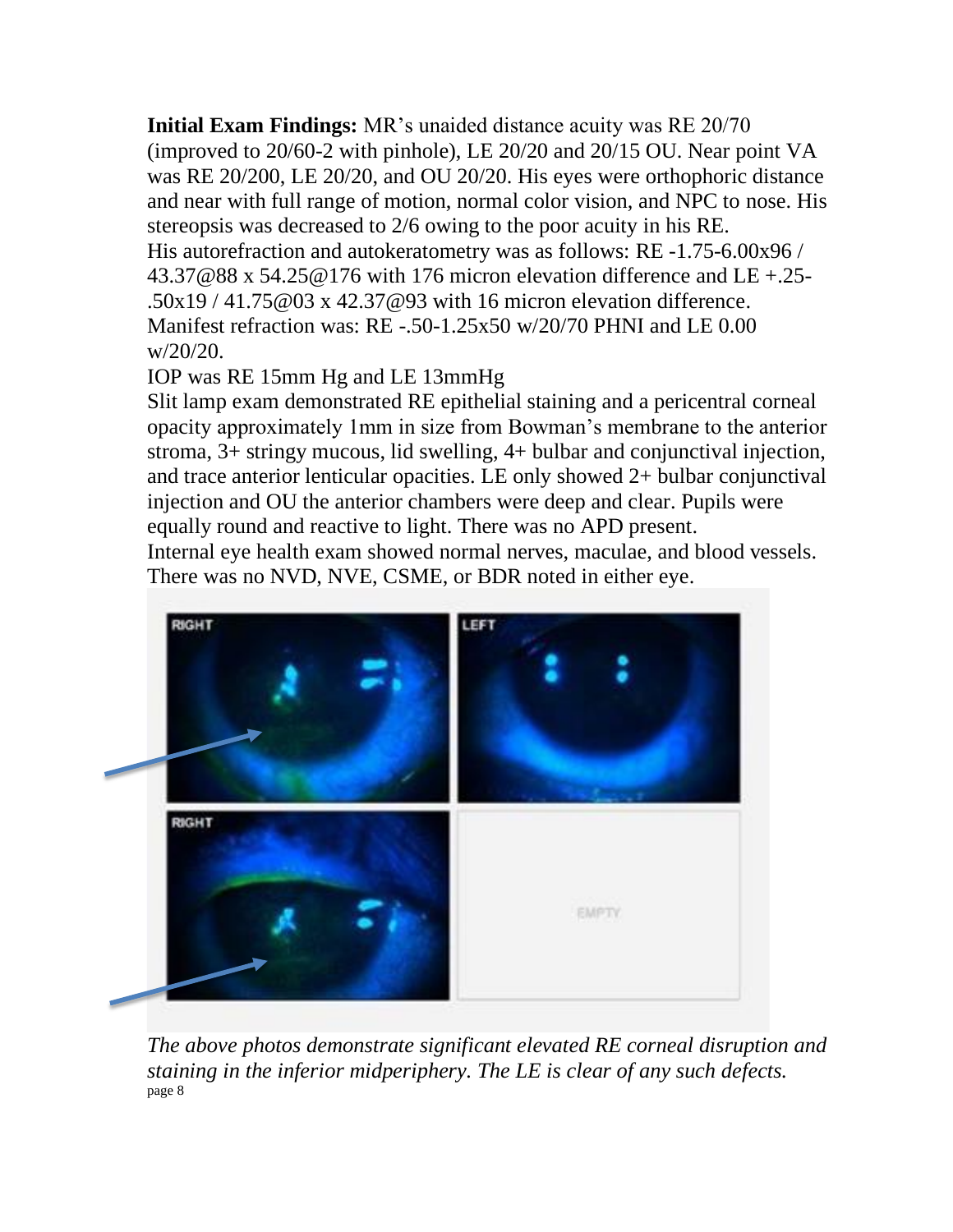**Initial Exam Findings:** MR's unaided distance acuity was RE 20/70 (improved to 20/60-2 with pinhole), LE 20/20 and 20/15 OU. Near point VA was RE 20/200, LE 20/20, and OU 20/20. His eyes were orthophoric distance and near with full range of motion, normal color vision, and NPC to nose. His stereopsis was decreased to 2/6 owing to the poor acuity in his RE.
His autorefraction and autokeratometry was as follows: RE -1.75-6.00x96 / 43.37@88 x 54.25@176 with 176 micron elevation difference and LE +.25-.50x19 / 41.75@03 x 42.37@93 with 16 micron elevation difference.
Manifest refraction was: RE -.50-1.25x50 w/20/70 PHNI and LE 0.00 w/20/20.
IOP was RE 15mm Hg and LE 13mmHg
Slit lamp exam demonstrated RE epithelial staining and a pericentral corneal opacity approximately 1mm in size from Bowman's membrane to the anterior stroma, 3+ stringy mucous, lid swelling, 4+ bulbar and conjunctival injection, and trace anterior lenticular opacities. LE only showed 2+ bulbar conjunctival injection and OU the anterior chambers were deep and clear. Pupils were equally round and reactive to light. There was no APD present.
Internal eye health exam showed normal nerves, maculae, and blood vessels. There was no NVD, NVE, CSME, or BDR noted in either eye.

*The above photos demonstrate significant elevated RE corneal disruption and staining in the inferior midperiphery. The LE is clear of any such defects.*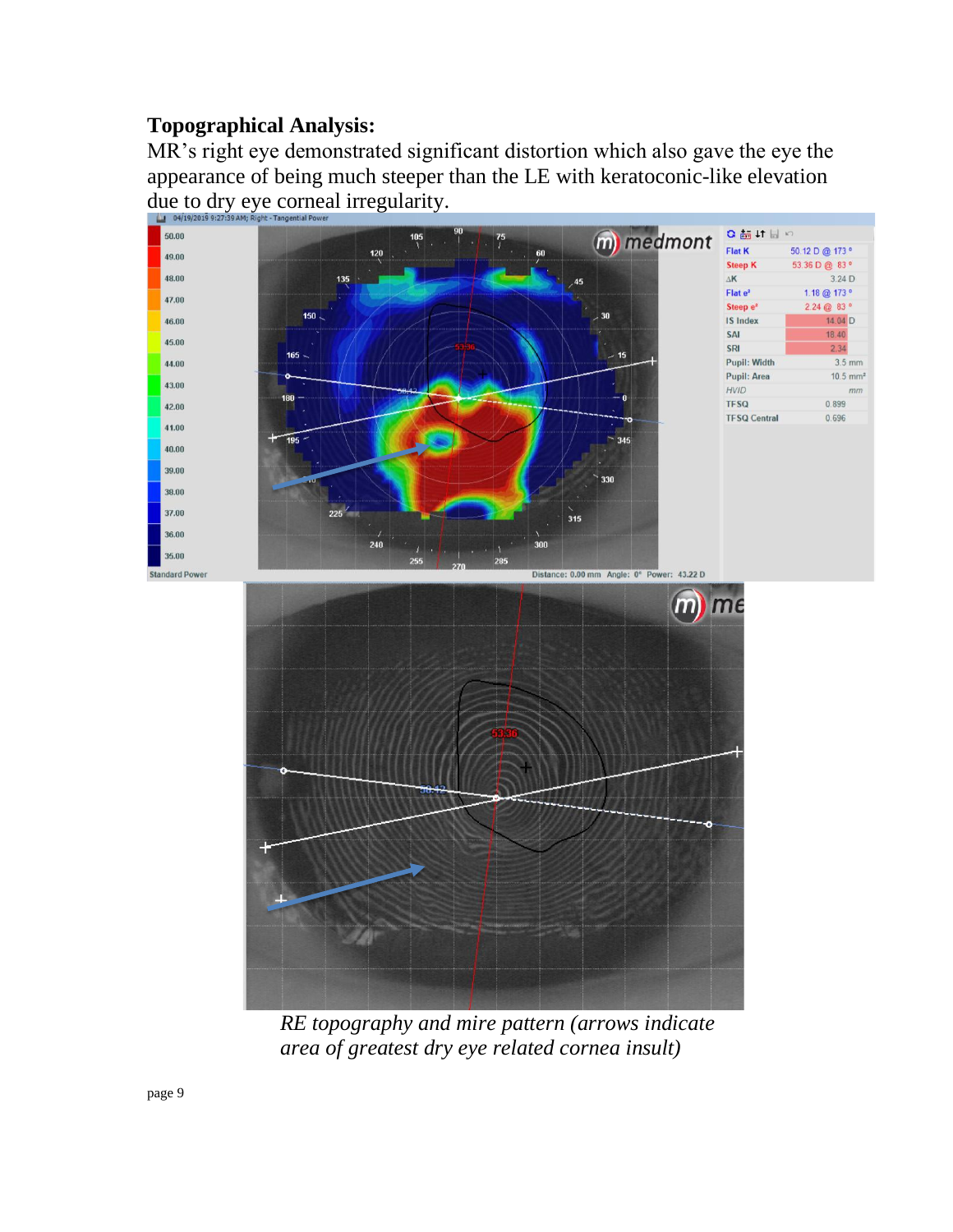**Topographical Analysis:**

MR's right eye demonstrated significant distortion which also gave the eye the appearance of being much steeper than the LE with keratoconic-like elevation due to dry eye corneal irregularity.

*RE topography and mire pattern (arrows indicate area of greatest dry eye related cornea insult)*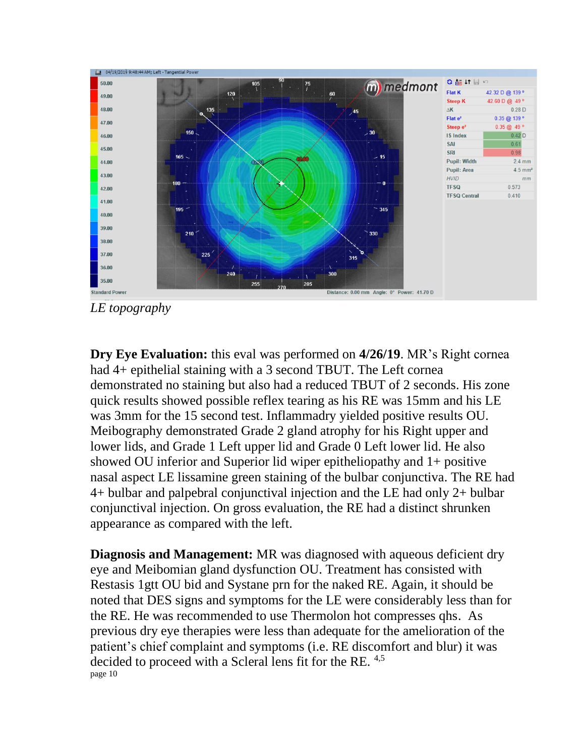*LE topography*

**Dry Eye Evaluation:** this eval was performed on **4/26/19**. MR's Right cornea had 4+ epithelial staining with a 3 second TBUT. The Left cornea demonstrated no staining but also had a reduced TBUT of 2 seconds. His zone quick results showed possible reflex tearing as his RE was 15mm and his LE was 3mm for the 15 second test. Inflammadry yielded positive results OU. Meibography demonstrated Grade 2 gland atrophy for his Right upper and lower lids, and Grade 1 Left upper lid and Grade 0 Left lower lid. He also showed OU inferior and Superior lid wiper epitheliopathy and 1+ positive nasal aspect LE lissamine green staining of the bulbar conjunctiva. The RE had 4+ bulbar and palpebral conjunctival injection and the LE had only 2+ bulbar conjunctival injection. On gross evaluation, the RE had a distinct shrunken appearance as compared with the left.

**Diagnosis and Management:** MR was diagnosed with aqueous deficient dry eye and Meibomian gland dysfunction OU. Treatment has consisted with Restasis 1gtt OU bid and Systane prn for the naked RE. Again, it should be noted that DES signs and symptoms for the LE were considerably less than for the RE. He was recommended to use Thermolon hot compresses qhs. As previous dry eye therapies were less than adequate for the amelioration of the patient's chief complaint and symptoms (i.e. RE discomfort and blur) it was decided to proceed with a Scleral lens fit for the RE. [4,5]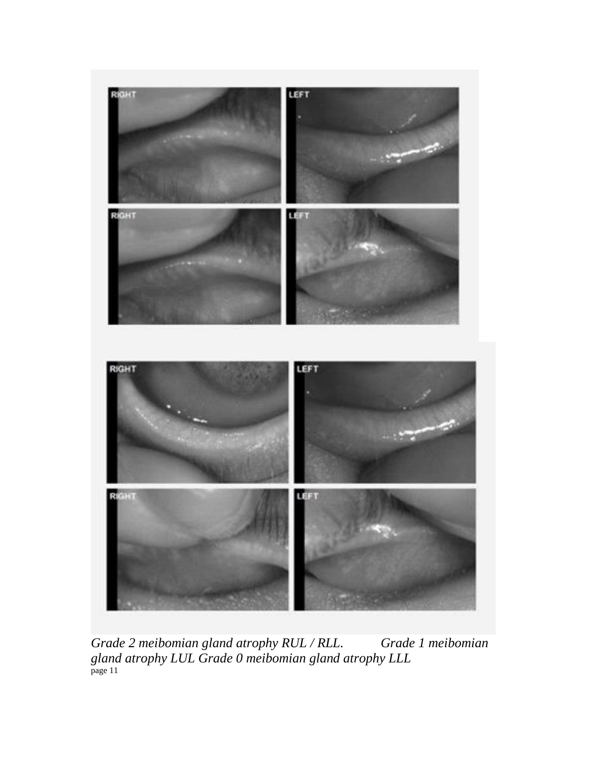*Grade 2 meibomian gland atrophy RUL / RLL.        Grade 1 meibomian gland atrophy LUL Grade 0 meibomian gland atrophy LLL*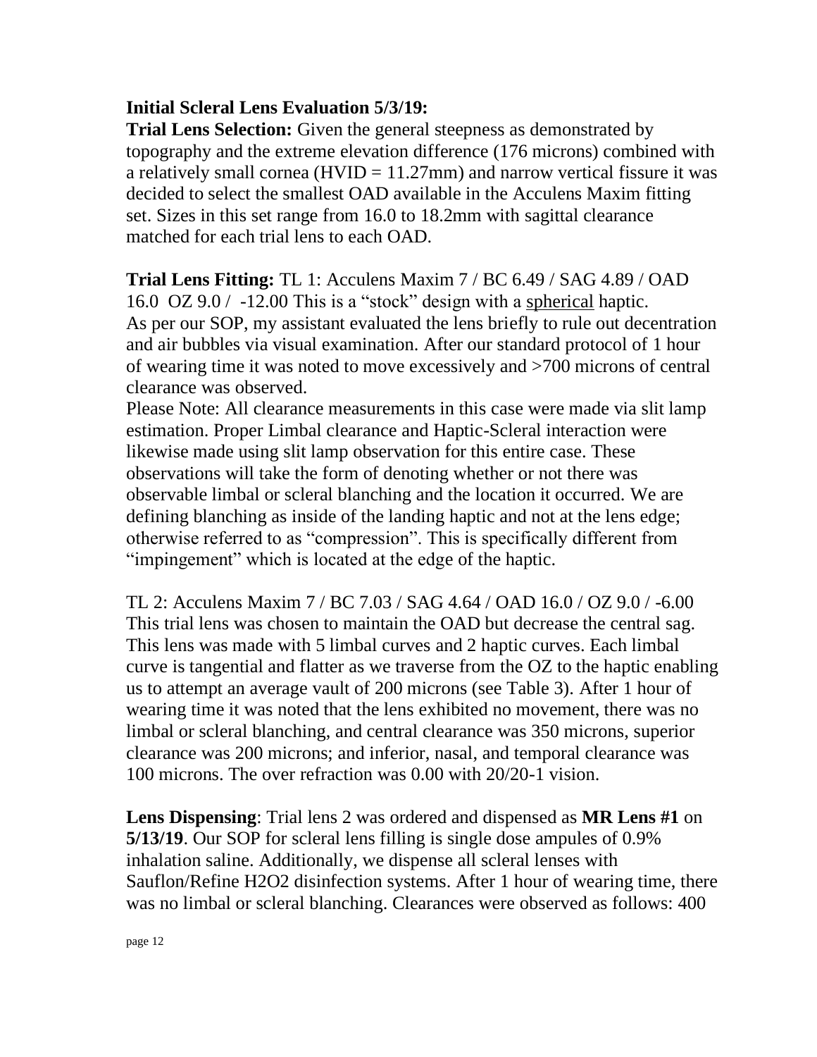**Initial Scleral Lens Evaluation 5/3/19:**

**Trial Lens Selection:** Given the general steepness as demonstrated by topography and the extreme elevation difference (176 microns) combined with a relatively small cornea (HVID = 11.27mm) and narrow vertical fissure it was decided to select the smallest OAD available in the Acculens Maxim fitting set. Sizes in this set range from 16.0 to 18.2mm with sagittal clearance matched for each trial lens to each OAD.

**Trial Lens Fitting:** TL 1: Acculens Maxim 7 / BC 6.49 / SAG 4.89 / OAD 16.0 OZ 9.0 / -12.00 This is a "stock" design with a <u>spherical</u> haptic. As per our SOP, my assistant evaluated the lens briefly to rule out decentration and air bubbles via visual examination. After our standard protocol of 1 hour of wearing time it was noted to move excessively and >700 microns of central clearance was observed.

Please Note: All clearance measurements in this case were made via slit lamp estimation. Proper Limbal clearance and Haptic-Scleral interaction were likewise made using slit lamp observation for this entire case. These observations will take the form of denoting whether or not there was observable limbal or scleral blanching and the location it occurred. We are defining blanching as inside of the landing haptic and not at the lens edge; otherwise referred to as "compression". This is specifically different from "impingement" which is located at the edge of the haptic.

TL 2: Acculens Maxim 7 / BC 7.03 / SAG 4.64 / OAD 16.0 / OZ 9.0 / -6.00 This trial lens was chosen to maintain the OAD but decrease the central sag. This lens was made with 5 limbal curves and 2 haptic curves. Each limbal curve is tangential and flatter as we traverse from the OZ to the haptic enabling us to attempt an average vault of 200 microns (see Table 3). After 1 hour of wearing time it was noted that the lens exhibited no movement, there was no limbal or scleral blanching, and central clearance was 350 microns, superior clearance was 200 microns; and inferior, nasal, and temporal clearance was 100 microns. The over refraction was 0.00 with 20/20-1 vision.

**Lens Dispensing**: Trial lens 2 was ordered and dispensed as **MR Lens #1** on **5/13/19**. Our SOP for scleral lens filling is single dose ampules of 0.9% inhalation saline. Additionally, we dispense all scleral lenses with Sauflon/Refine $H_2O_2$ disinfection systems. After 1 hour of wearing time, there was no limbal or scleral blanching. Clearances were observed as follows: 400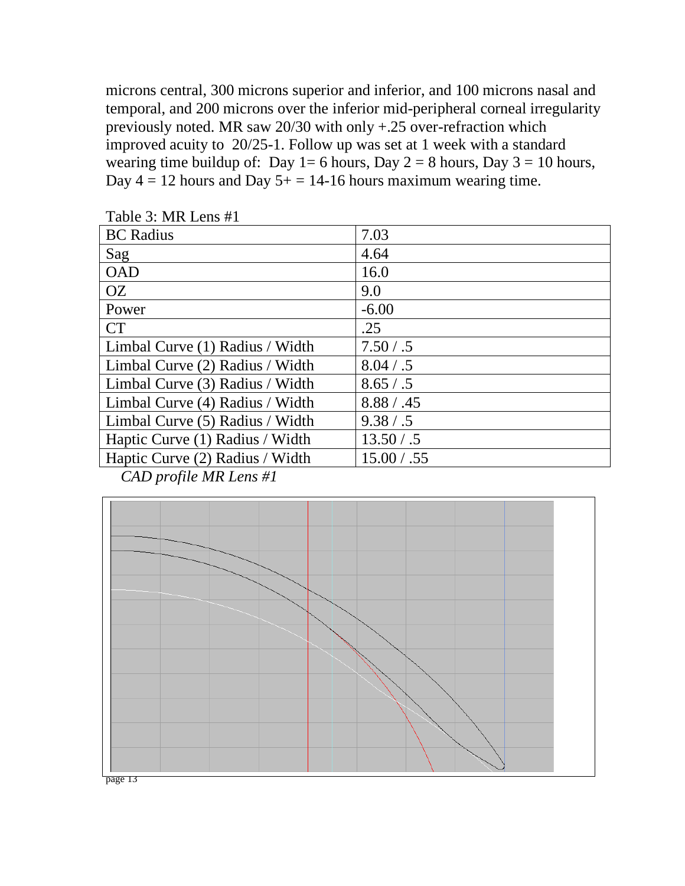microns central, 300 microns superior and inferior, and 100 microns nasal and temporal, and 200 microns over the inferior mid-peripheral corneal irregularity previously noted. MR saw 20/30 with only +.25 over-refraction which improved acuity to 20/25-1. Follow up was set at 1 week with a standard wearing time buildup of: Day 1= 6 hours, Day 2 = 8 hours, Day 3 = 10 hours, Day 4 = 12 hours and Day 5+ = 14-16 hours maximum wearing time.

Table 3: MR Lens #1

| BC Radius | 7.03 |
|---|---|
| Sag | 4.64 |
| OAD | 16.0 |
| OZ | 9.0 |
| Power | -6.00 |
| CT | .25 |
| Limbal Curve (1) Radius / Width | 7.50 / .5 |
| Limbal Curve (2) Radius / Width | 8.04 / .5 |
| Limbal Curve (3) Radius / Width | 8.65 / .5 |
| Limbal Curve (4) Radius / Width | 8.88 / .45 |
| Limbal Curve (5) Radius / Width | 9.38 / .5 |
| Haptic Curve (1) Radius / Width | 13.50 / .5 |
| Haptic Curve (2) Radius / Width | 15.00 / .55 |

*CAD profile MR Lens #1*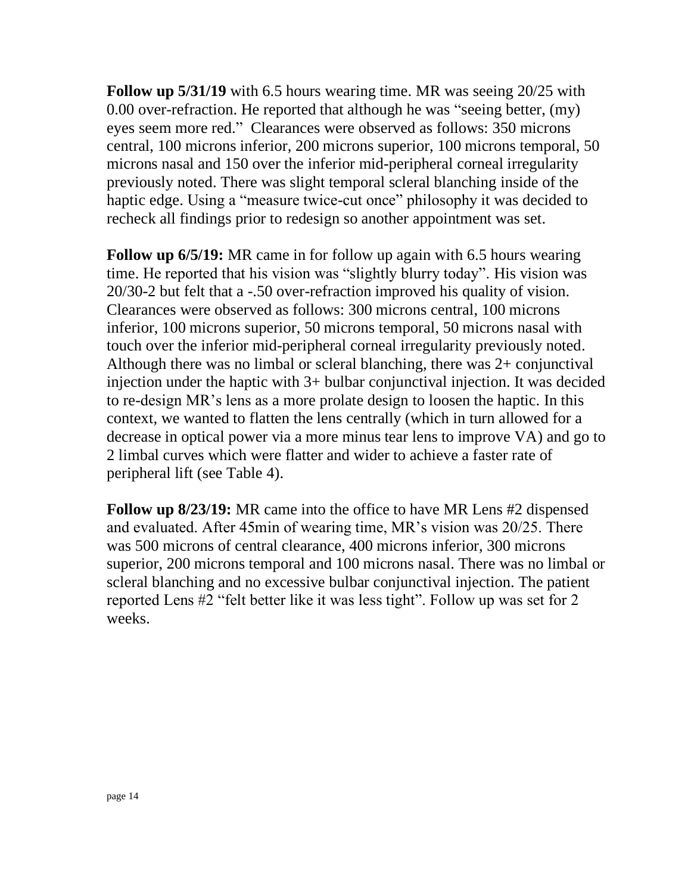**Follow up 5/31/19** with 6.5 hours wearing time. MR was seeing 20/25 with 0.00 over-refraction. He reported that although he was "seeing better, (my) eyes seem more red." Clearances were observed as follows: 350 microns central, 100 microns inferior, 200 microns superior, 100 microns temporal, 50 microns nasal and 150 over the inferior mid-peripheral corneal irregularity previously noted. There was slight temporal scleral blanching inside of the haptic edge. Using a "measure twice-cut once" philosophy it was decided to recheck all findings prior to redesign so another appointment was set.

**Follow up 6/5/19:** MR came in for follow up again with 6.5 hours wearing time. He reported that his vision was "slightly blurry today". His vision was 20/30-2 but felt that a -.50 over-refraction improved his quality of vision. Clearances were observed as follows: 300 microns central, 100 microns inferior, 100 microns superior, 50 microns temporal, 50 microns nasal with touch over the inferior mid-peripheral corneal irregularity previously noted. Although there was no limbal or scleral blanching, there was 2+ conjunctival injection under the haptic with 3+ bulbar conjunctival injection. It was decided to re-design MR's lens as a more prolate design to loosen the haptic. In this context, we wanted to flatten the lens centrally (which in turn allowed for a decrease in optical power via a more minus tear lens to improve VA) and go to 2 limbal curves which were flatter and wider to achieve a faster rate of peripheral lift (see Table 4).

**Follow up 8/23/19:** MR came into the office to have MR Lens #2 dispensed and evaluated. After 45min of wearing time, MR's vision was 20/25. There was 500 microns of central clearance, 400 microns inferior, 300 microns superior, 200 microns temporal and 100 microns nasal. There was no limbal or scleral blanching and no excessive bulbar conjunctival injection. The patient reported Lens #2 "felt better like it was less tight". Follow up was set for 2 weeks.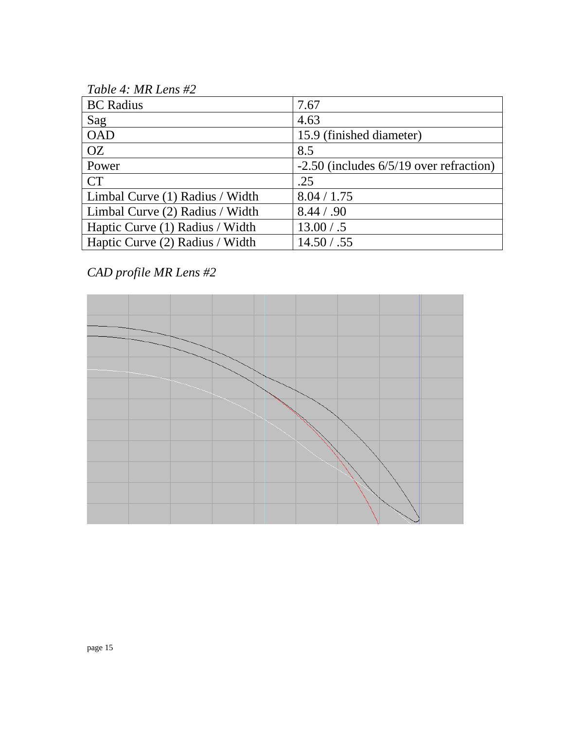*Table 4: MR Lens #2*

| BC Radius | 7.67 |
|---|---|
| Sag | 4.63 |
| OAD | 15.9 (finished diameter) |
| OZ | 8.5 |
| Power | -2.50 (includes 6/5/19 over refraction) |
| CT | .25 |
| Limbal Curve (1) Radius / Width | 8.04 / 1.75 |
| Limbal Curve (2) Radius / Width | 8.44 / .90 |
| Haptic Curve (1) Radius / Width | 13.00 / .5 |
| Haptic Curve (2) Radius / Width | 14.50 / .55 |

*CAD profile MR Lens #2*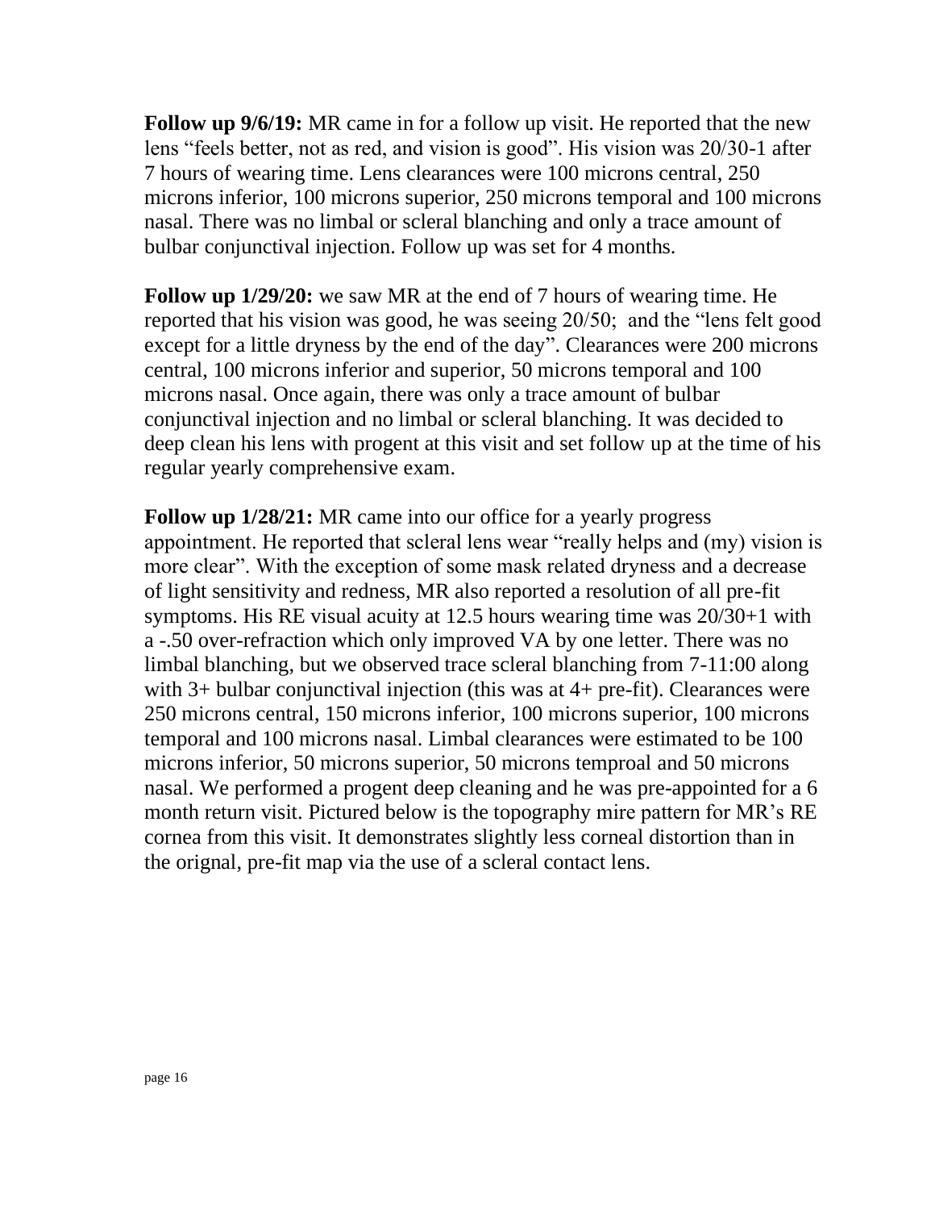**Follow up 9/6/19:** MR came in for a follow up visit. He reported that the new lens "feels better, not as red, and vision is good". His vision was 20/30-1 after 7 hours of wearing time. Lens clearances were 100 microns central, 250 microns inferior, 100 microns superior, 250 microns temporal and 100 microns nasal. There was no limbal or scleral blanching and only a trace amount of bulbar conjunctival injection. Follow up was set for 4 months.

**Follow up 1/29/20:** we saw MR at the end of 7 hours of wearing time. He reported that his vision was good, he was seeing 20/50; and the "lens felt good except for a little dryness by the end of the day". Clearances were 200 microns central, 100 microns inferior and superior, 50 microns temporal and 100 microns nasal. Once again, there was only a trace amount of bulbar conjunctival injection and no limbal or scleral blanching. It was decided to deep clean his lens with progent at this visit and set follow up at the time of his regular yearly comprehensive exam.

**Follow up 1/28/21:** MR came into our office for a yearly progress appointment. He reported that scleral lens wear "really helps and (my) vision is more clear". With the exception of some mask related dryness and a decrease of light sensitivity and redness, MR also reported a resolution of all pre-fit symptoms. His RE visual acuity at 12.5 hours wearing time was 20/30+1 with a -.50 over-refraction which only improved VA by one letter. There was no limbal blanching, but we observed trace scleral blanching from 7-11:00 along with 3+ bulbar conjunctival injection (this was at 4+ pre-fit). Clearances were 250 microns central, 150 microns inferior, 100 microns superior, 100 microns temporal and 100 microns nasal. Limbal clearances were estimated to be 100 microns inferior, 50 microns superior, 50 microns temproal and 50 microns nasal. We performed a progent deep cleaning and he was pre-appointed for a 6 month return visit. Pictured below is the topography mire pattern for MR's RE cornea from this visit. It demonstrates slightly less corneal distortion than in the orignal, pre-fit map via the use of a scleral contact lens.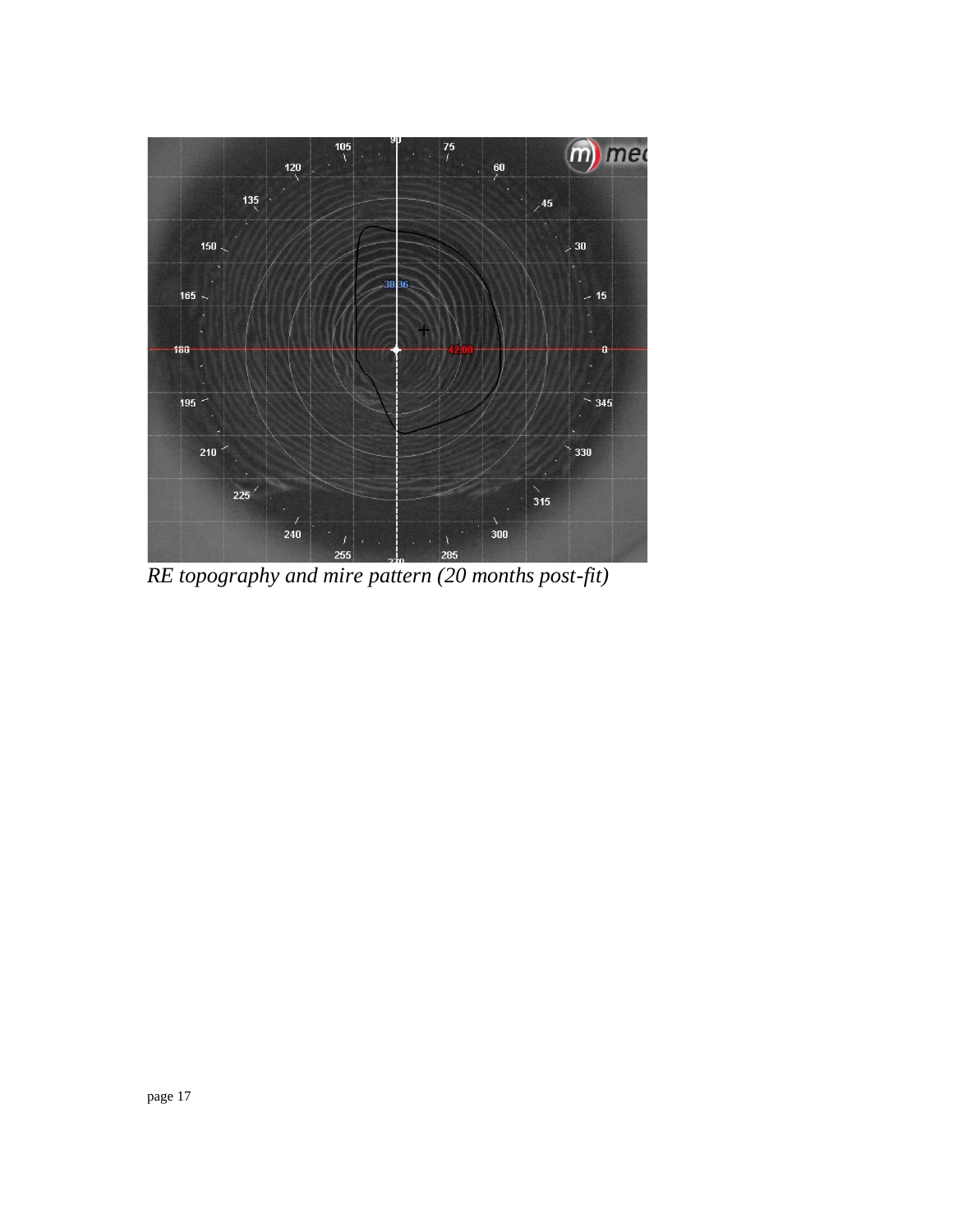*RE topography and mire pattern (20 months post-fit)*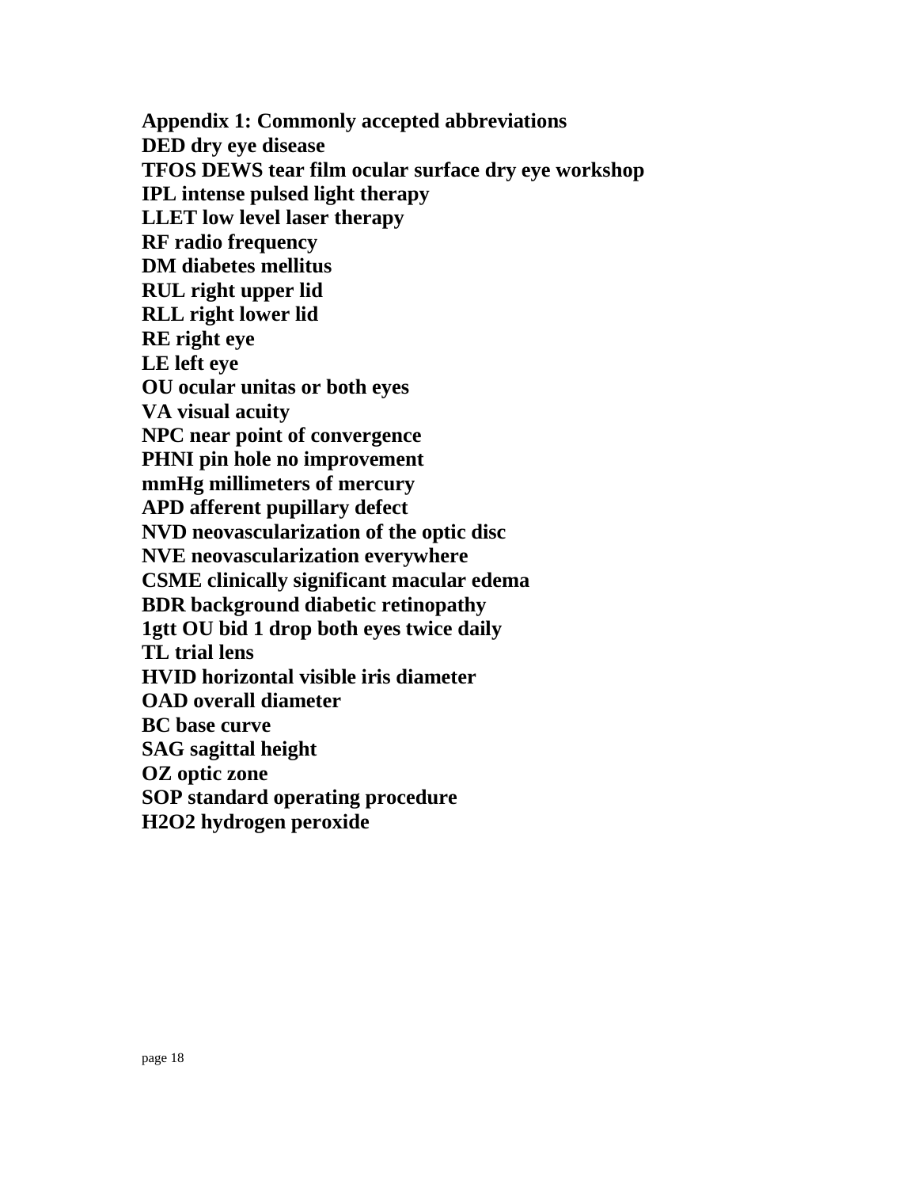**Appendix 1: Commonly accepted abbreviations**

**DED dry eye disease**
**TFOS DEWS tear film ocular surface dry eye workshop**
**IPL intense pulsed light therapy**
**LLET low level laser therapy**
**RF radio frequency**
**DM diabetes mellitus**
**RUL right upper lid**
**RLL right lower lid**
**RE right eye**
**LE left eye**
**OU ocular unitas or both eyes**
**VA visual acuity**
**NPC near point of convergence**
**PHNI pin hole no improvement**
**mmHg millimeters of mercury**
**APD afferent pupillary defect**
**NVD neovascularization of the optic disc**
**NVE neovascularization everywhere**
**CSME clinically significant macular edema**
**BDR background diabetic retinopathy**
**1gtt OU bid 1 drop both eyes twice daily**
**TL trial lens**
**HVID horizontal visible iris diameter**
**OAD overall diameter**
**BC base curve**
**SAG sagittal height**
**OZ optic zone**
**SOP standard operating procedure**
**$H_2O_2$ hydrogen peroxide**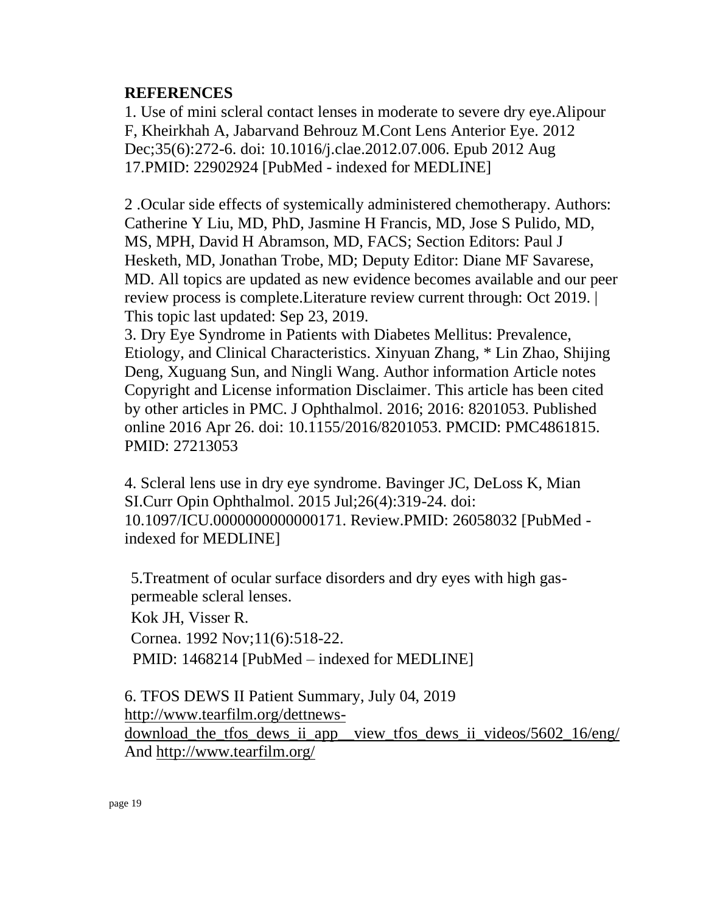**REFERENCES**

1. Use of mini scleral contact lenses in moderate to severe dry eye.Alipour F, Kheirkhah A, Jabarvand Behrouz M.Cont Lens Anterior Eye. 2012 Dec;35(6):272-6. doi: 10.1016/j.clae.2012.07.006. Epub 2012 Aug 17.PMID: 22902924 [PubMed - indexed for MEDLINE]

2 .Ocular side effects of systemically administered chemotherapy. Authors: Catherine Y Liu, MD, PhD, Jasmine H Francis, MD, Jose S Pulido, MD, MS, MPH, David H Abramson, MD, FACS; Section Editors: Paul J Hesketh, MD, Jonathan Trobe, MD; Deputy Editor: Diane MF Savarese, MD. All topics are updated as new evidence becomes available and our peer review process is complete.Literature review current through: Oct 2019. | This topic last updated: Sep 23, 2019.

3. Dry Eye Syndrome in Patients with Diabetes Mellitus: Prevalence, Etiology, and Clinical Characteristics. Xinyuan Zhang, * Lin Zhao, Shijing Deng, Xuguang Sun, and Ningli Wang. Author information Article notes Copyright and License information Disclaimer. This article has been cited by other articles in PMC. J Ophthalmol. 2016; 2016: 8201053. Published online 2016 Apr 26. doi: 10.1155/2016/8201053. PMCID: PMC4861815. PMID: 27213053

4. Scleral lens use in dry eye syndrome. Bavinger JC, DeLoss K, Mian SI.Curr Opin Ophthalmol. 2015 Jul;26(4):319-24. doi: 10.1097/ICU.0000000000000171. Review.PMID: 26058032 [PubMed - indexed for MEDLINE]

5.Treatment of ocular surface disorders and dry eyes with high gas-permeable scleral lenses.
Kok JH, Visser R.
Cornea. 1992 Nov;11(6):518-22.
PMID: 1468214 [PubMed – indexed for MEDLINE]

6. TFOS DEWS II Patient Summary, July 04, 2019
http://www.tearfilm.org/dettnews-download_the_tfos_dews_ii_app__view_tfos_dews_ii_videos/5602_16/eng/
And http://www.tearfilm.org/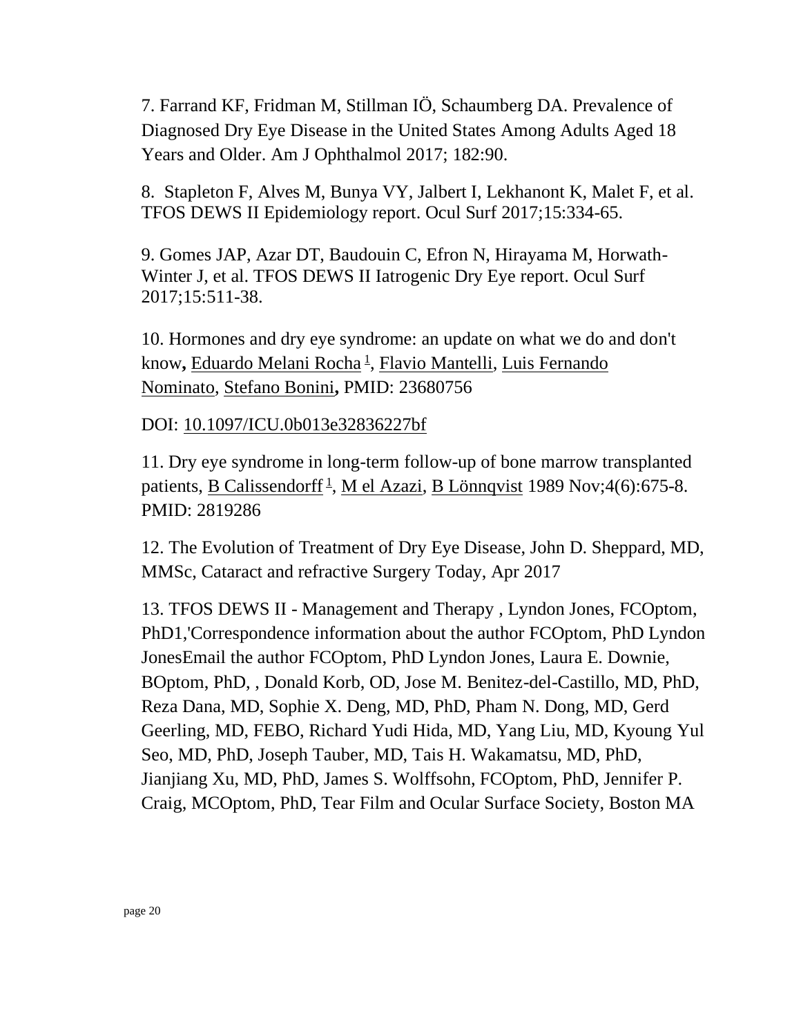7. Farrand KF, Fridman M, Stillman IÖ, Schaumberg DA. Prevalence of Diagnosed Dry Eye Disease in the United States Among Adults Aged 18 Years and Older. Am J Ophthalmol 2017; 182:90.

8. Stapleton F, Alves M, Bunya VY, Jalbert I, Lekhanont K, Malet F, et al. TFOS DEWS II Epidemiology report. Ocul Surf 2017;15:334-65.

9. Gomes JAP, Azar DT, Baudouin C, Efron N, Hirayama M, Horwath-Winter J, et al. TFOS DEWS II Iatrogenic Dry Eye report. Ocul Surf 2017;15:511-38.

10. Hormones and dry eye syndrome: an update on what we do and don't know**,** Eduardo Melani Rocha [1], Flavio Mantelli, Luis Fernando Nominato, Stefano Bonini**,** PMID: 23680756

DOI: 10.1097/ICU.0b013e32836227bf

11. Dry eye syndrome in long-term follow-up of bone marrow transplanted patients, B Calissendorff [1], M el Azazi, B Lönnqvist 1989 Nov;4(6):675-8. PMID: 2819286

12. The Evolution of Treatment of Dry Eye Disease, John D. Sheppard, MD, MMSc, Cataract and refractive Surgery Today, Apr 2017

13. TFOS DEWS II - Management and Therapy , Lyndon Jones, FCOptom, PhD1,'Correspondence information about the author FCOptom, PhD Lyndon JonesEmail the author FCOptom, PhD Lyndon Jones, Laura E. Downie, BOptom, PhD, , Donald Korb, OD, Jose M. Benitez-del-Castillo, MD, PhD, Reza Dana, MD, Sophie X. Deng, MD, PhD, Pham N. Dong, MD, Gerd Geerling, MD, FEBO, Richard Yudi Hida, MD, Yang Liu, MD, Kyoung Yul Seo, MD, PhD, Joseph Tauber, MD, Tais H. Wakamatsu, MD, PhD, Jianjiang Xu, MD, PhD, James S. Wolffsohn, FCOptom, PhD, Jennifer P. Craig, MCOptom, PhD, Tear Film and Ocular Surface Society, Boston MA